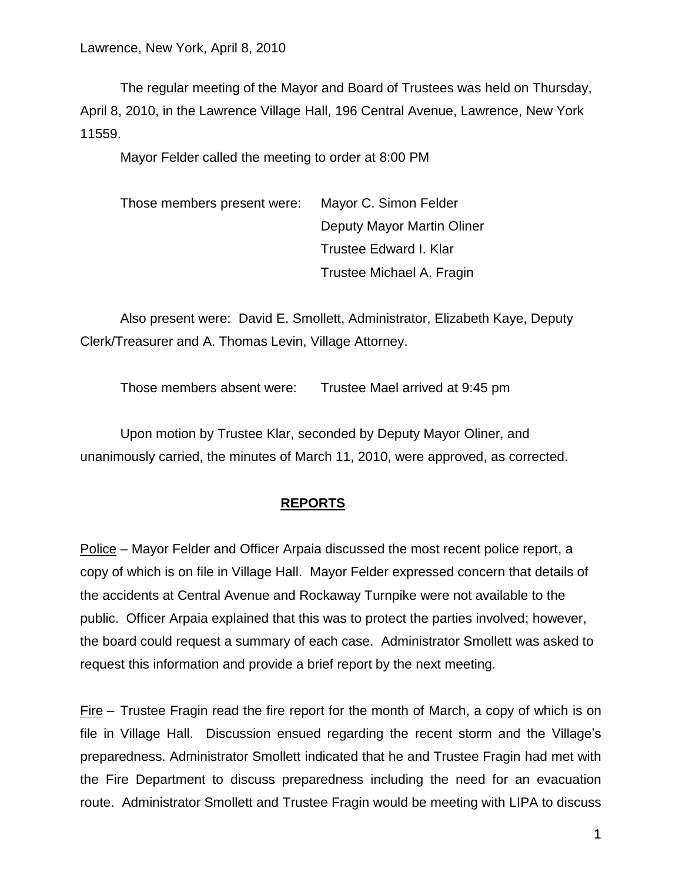Lawrence, New York, April 8, 2010

The regular meeting of the Mayor and Board of Trustees was held on Thursday, April 8, 2010, in the Lawrence Village Hall, 196 Central Avenue, Lawrence, New York 11559.

Mayor Felder called the meeting to order at 8:00 PM

Those members present were: Mayor C. Simon Felder
Deputy Mayor Martin Oliner
Trustee Edward I. Klar
Trustee Michael A. Fragin

Also present were: David E. Smollett, Administrator, Elizabeth Kaye, Deputy Clerk/Treasurer and A. Thomas Levin, Village Attorney.

Those members absent were: Trustee Mael arrived at 9:45 pm

Upon motion by Trustee Klar, seconded by Deputy Mayor Oliner, and unanimously carried, the minutes of March 11, 2010, were approved, as corrected.

## REPORTS

Police – Mayor Felder and Officer Arpaia discussed the most recent police report, a copy of which is on file in Village Hall. Mayor Felder expressed concern that details of the accidents at Central Avenue and Rockaway Turnpike were not available to the public. Officer Arpaia explained that this was to protect the parties involved; however, the board could request a summary of each case. Administrator Smollett was asked to request this information and provide a brief report by the next meeting.

Fire – Trustee Fragin read the fire report for the month of March, a copy of which is on file in Village Hall. Discussion ensued regarding the recent storm and the Village's preparedness. Administrator Smollett indicated that he and Trustee Fragin had met with the Fire Department to discuss preparedness including the need for an evacuation route. Administrator Smollett and Trustee Fragin would be meeting with LIPA to discuss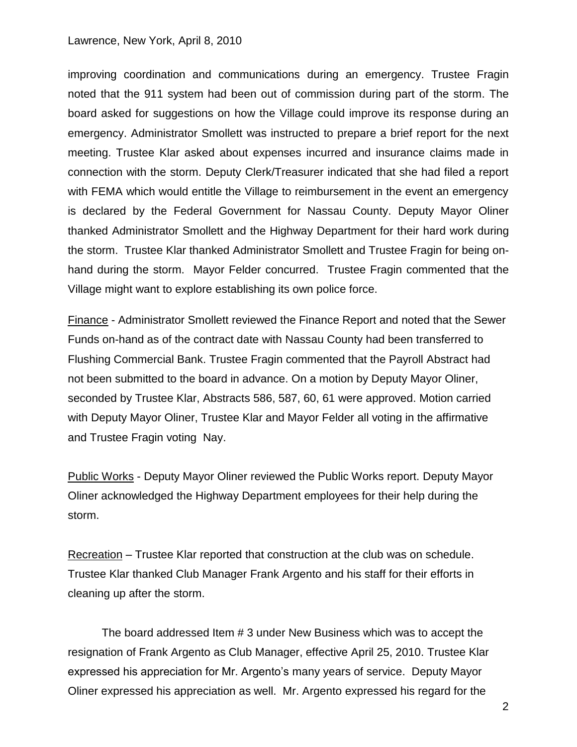improving coordination and communications during an emergency. Trustee Fragin noted that the 911 system had been out of commission during part of the storm. The board asked for suggestions on how the Village could improve its response during an emergency. Administrator Smollett was instructed to prepare a brief report for the next meeting. Trustee Klar asked about expenses incurred and insurance claims made in connection with the storm. Deputy Clerk/Treasurer indicated that she had filed a report with FEMA which would entitle the Village to reimbursement in the event an emergency is declared by the Federal Government for Nassau County. Deputy Mayor Oliner thanked Administrator Smollett and the Highway Department for their hard work during the storm. Trustee Klar thanked Administrator Smollett and Trustee Fragin for being on-hand during the storm. Mayor Felder concurred. Trustee Fragin commented that the Village might want to explore establishing its own police force.

Finance - Administrator Smollett reviewed the Finance Report and noted that the Sewer Funds on-hand as of the contract date with Nassau County had been transferred to Flushing Commercial Bank. Trustee Fragin commented that the Payroll Abstract had not been submitted to the board in advance. On a motion by Deputy Mayor Oliner, seconded by Trustee Klar, Abstracts 586, 587, 60, 61 were approved. Motion carried with Deputy Mayor Oliner, Trustee Klar and Mayor Felder all voting in the affirmative and Trustee Fragin voting Nay.

Public Works - Deputy Mayor Oliner reviewed the Public Works report. Deputy Mayor Oliner acknowledged the Highway Department employees for their help during the storm.

Recreation – Trustee Klar reported that construction at the club was on schedule. Trustee Klar thanked Club Manager Frank Argento and his staff for their efforts in cleaning up after the storm.

The board addressed Item # 3 under New Business which was to accept the resignation of Frank Argento as Club Manager, effective April 25, 2010. Trustee Klar expressed his appreciation for Mr. Argento's many years of service. Deputy Mayor Oliner expressed his appreciation as well. Mr. Argento expressed his regard for the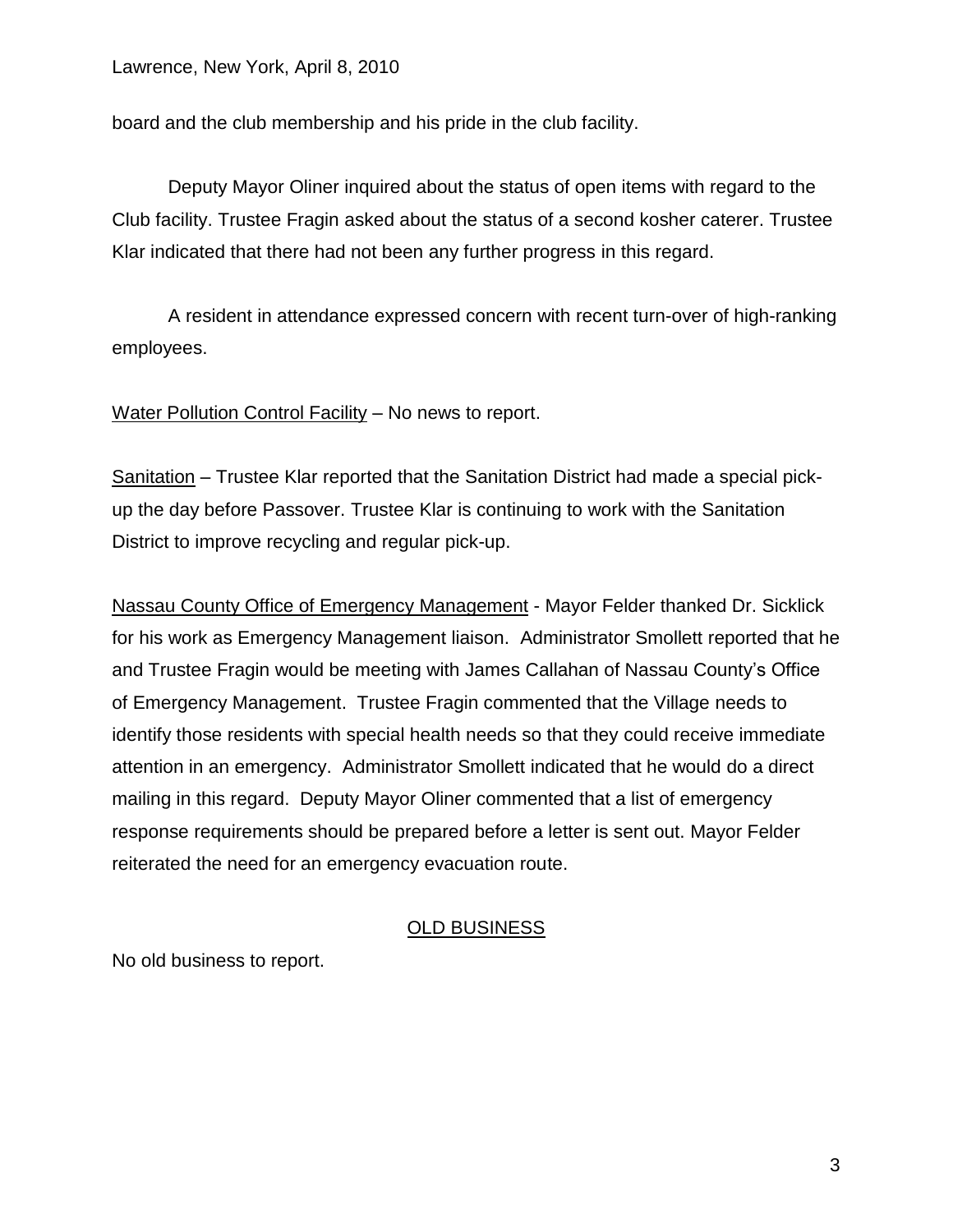board and the club membership and his pride in the club facility.

Deputy Mayor Oliner inquired about the status of open items with regard to the Club facility. Trustee Fragin asked about the status of a second kosher caterer. Trustee Klar indicated that there had not been any further progress in this regard.

A resident in attendance expressed concern with recent turn-over of high-ranking employees.

<u>Water Pollution Control Facility</u> – No news to report.

<u>Sanitation</u> – Trustee Klar reported that the Sanitation District had made a special pick-up the day before Passover. Trustee Klar is continuing to work with the Sanitation District to improve recycling and regular pick-up.

<u>Nassau County Office of Emergency Management</u> - Mayor Felder thanked Dr. Sicklick for his work as Emergency Management liaison. Administrator Smollett reported that he and Trustee Fragin would be meeting with James Callahan of Nassau County's Office of Emergency Management. Trustee Fragin commented that the Village needs to identify those residents with special health needs so that they could receive immediate attention in an emergency. Administrator Smollett indicated that he would do a direct mailing in this regard. Deputy Mayor Oliner commented that a list of emergency response requirements should be prepared before a letter is sent out. Mayor Felder reiterated the need for an emergency evacuation route.

## OLD BUSINESS

No old business to report.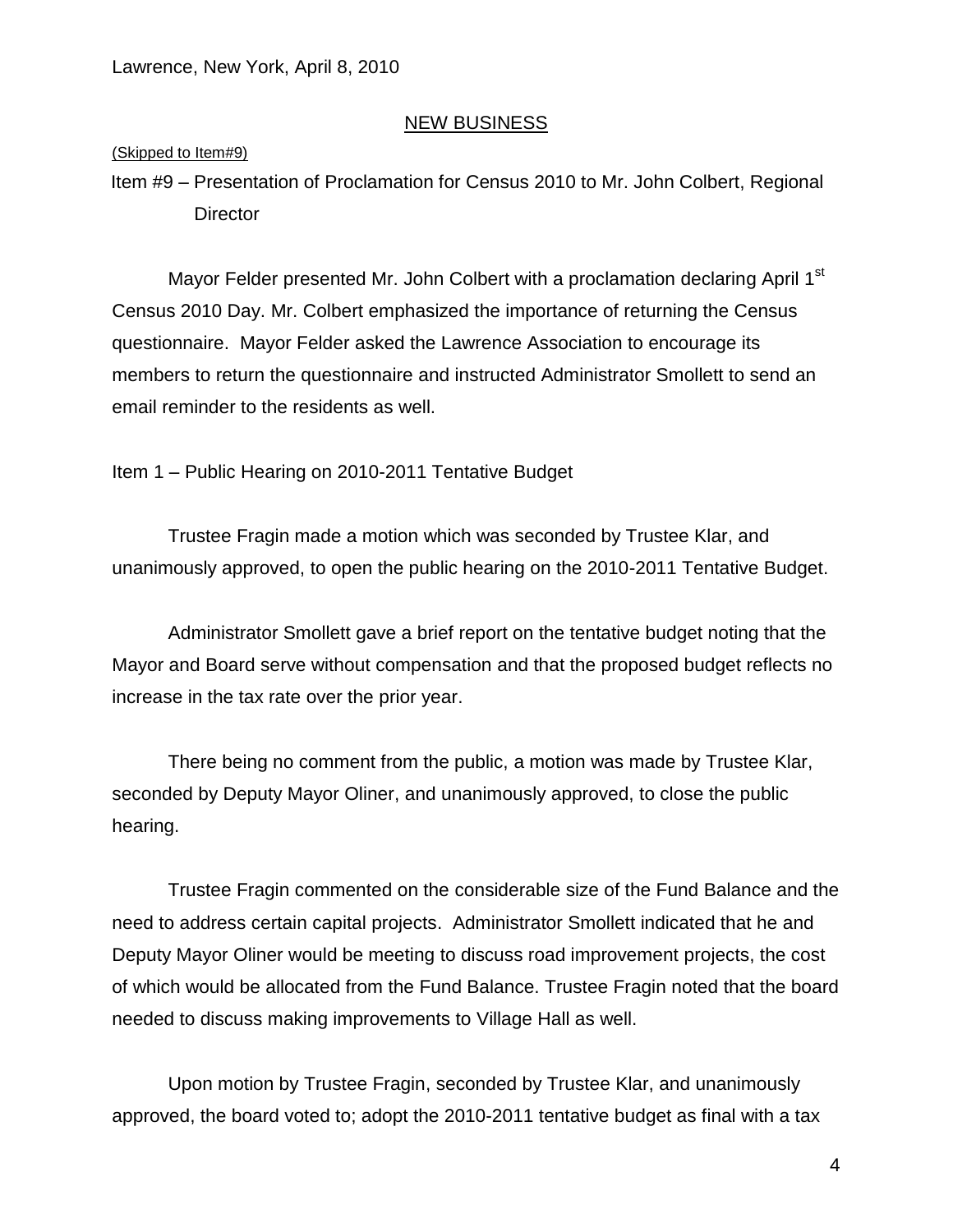Lawrence, New York, April 8, 2010

## NEW BUSINESS

(Skipped to Item#9)

Item #9 – Presentation of Proclamation for Census 2010 to Mr. John Colbert, Regional Director

Mayor Felder presented Mr. John Colbert with a proclamation declaring April 1st Census 2010 Day. Mr. Colbert emphasized the importance of returning the Census questionnaire. Mayor Felder asked the Lawrence Association to encourage its members to return the questionnaire and instructed Administrator Smollett to send an email reminder to the residents as well.

Item 1 – Public Hearing on 2010-2011 Tentative Budget

Trustee Fragin made a motion which was seconded by Trustee Klar, and unanimously approved, to open the public hearing on the 2010-2011 Tentative Budget.

Administrator Smollett gave a brief report on the tentative budget noting that the Mayor and Board serve without compensation and that the proposed budget reflects no increase in the tax rate over the prior year.

There being no comment from the public, a motion was made by Trustee Klar, seconded by Deputy Mayor Oliner, and unanimously approved, to close the public hearing.

Trustee Fragin commented on the considerable size of the Fund Balance and the need to address certain capital projects. Administrator Smollett indicated that he and Deputy Mayor Oliner would be meeting to discuss road improvement projects, the cost of which would be allocated from the Fund Balance. Trustee Fragin noted that the board needed to discuss making improvements to Village Hall as well.

Upon motion by Trustee Fragin, seconded by Trustee Klar, and unanimously approved, the board voted to; adopt the 2010-2011 tentative budget as final with a tax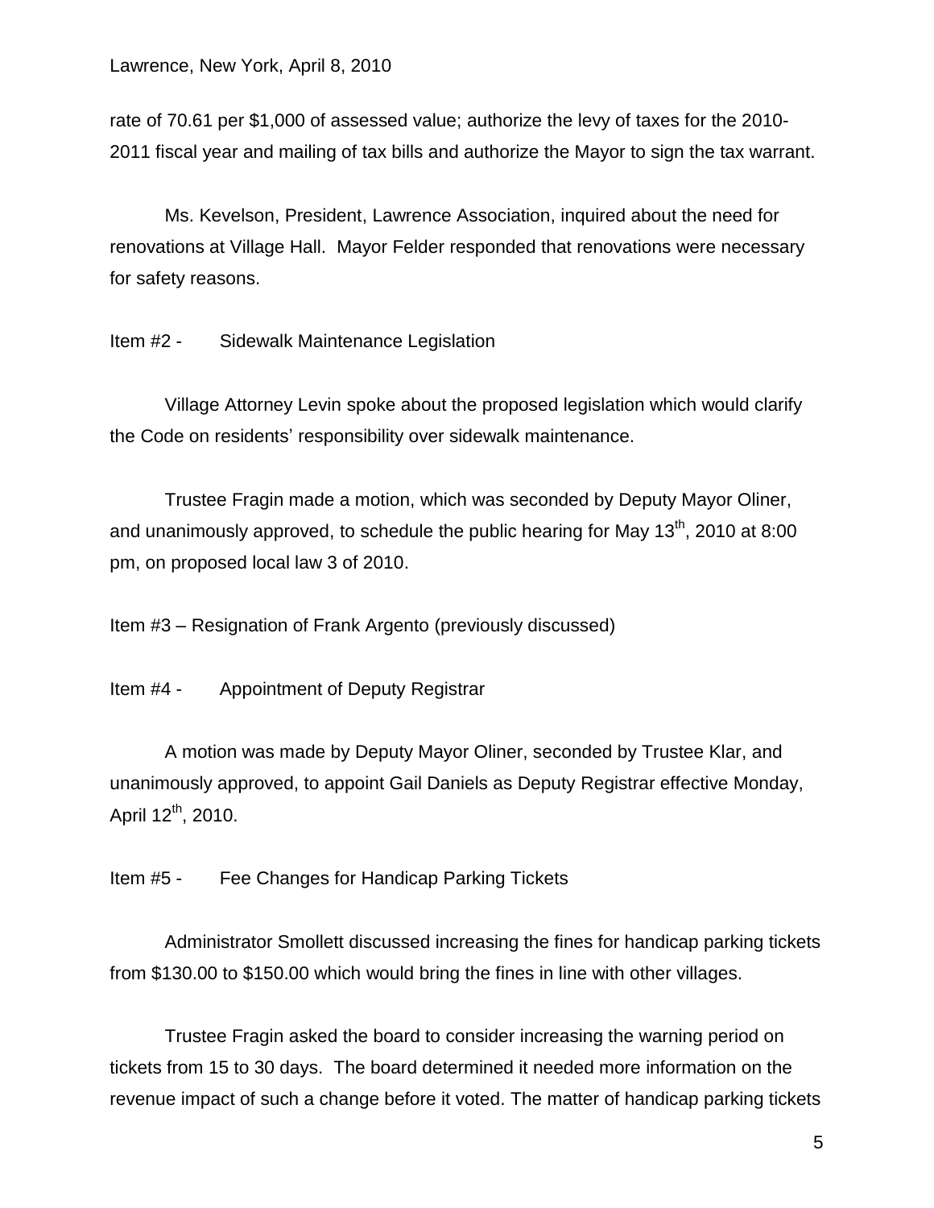rate of 70.61 per $1,000 of assessed value; authorize the levy of taxes for the 2010-2011 fiscal year and mailing of tax bills and authorize the Mayor to sign the tax warrant.

Ms. Kevelson, President, Lawrence Association, inquired about the need for renovations at Village Hall. Mayor Felder responded that renovations were necessary for safety reasons.

Item #2 - Sidewalk Maintenance Legislation

Village Attorney Levin spoke about the proposed legislation which would clarify the Code on residents' responsibility over sidewalk maintenance.

Trustee Fragin made a motion, which was seconded by Deputy Mayor Oliner, and unanimously approved, to schedule the public hearing for May 13th, 2010 at 8:00 pm, on proposed local law 3 of 2010.

Item #3 – Resignation of Frank Argento (previously discussed)

Item #4 - Appointment of Deputy Registrar

A motion was made by Deputy Mayor Oliner, seconded by Trustee Klar, and unanimously approved, to appoint Gail Daniels as Deputy Registrar effective Monday, April 12th, 2010.

Item #5 - Fee Changes for Handicap Parking Tickets

Administrator Smollett discussed increasing the fines for handicap parking tickets from $130.00 to $150.00 which would bring the fines in line with other villages.

Trustee Fragin asked the board to consider increasing the warning period on tickets from 15 to 30 days. The board determined it needed more information on the revenue impact of such a change before it voted. The matter of handicap parking tickets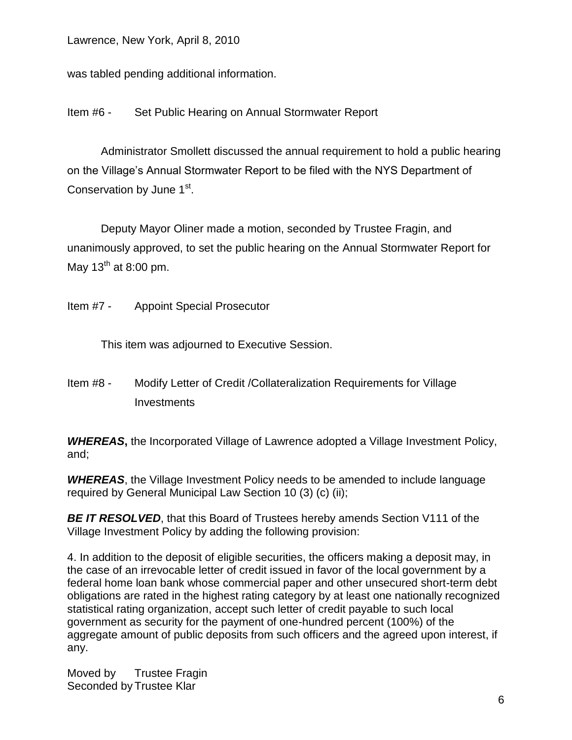was tabled pending additional information.

Item #6 - Set Public Hearing on Annual Stormwater Report

Administrator Smollett discussed the annual requirement to hold a public hearing on the Village's Annual Stormwater Report to be filed with the NYS Department of Conservation by June 1st.

Deputy Mayor Oliner made a motion, seconded by Trustee Fragin, and unanimously approved, to set the public hearing on the Annual Stormwater Report for May 13th at 8:00 pm.

Item #7 - Appoint Special Prosecutor

This item was adjourned to Executive Session.

Item #8 - Modify Letter of Credit /Collateralization Requirements for Village Investments

***WHEREAS***, the Incorporated Village of Lawrence adopted a Village Investment Policy, and;

***WHEREAS***, the Village Investment Policy needs to be amended to include language required by General Municipal Law Section 10 (3) (c) (ii);

***BE IT RESOLVED***, that this Board of Trustees hereby amends Section V111 of the Village Investment Policy by adding the following provision:

4. In addition to the deposit of eligible securities, the officers making a deposit may, in the case of an irrevocable letter of credit issued in favor of the local government by a federal home loan bank whose commercial paper and other unsecured short-term debt obligations are rated in the highest rating category by at least one nationally recognized statistical rating organization, accept such letter of credit payable to such local government as security for the payment of one-hundred percent (100%) of the aggregate amount of public deposits from such officers and the agreed upon interest, if any.

Moved by Trustee Fragin
Seconded by Trustee Klar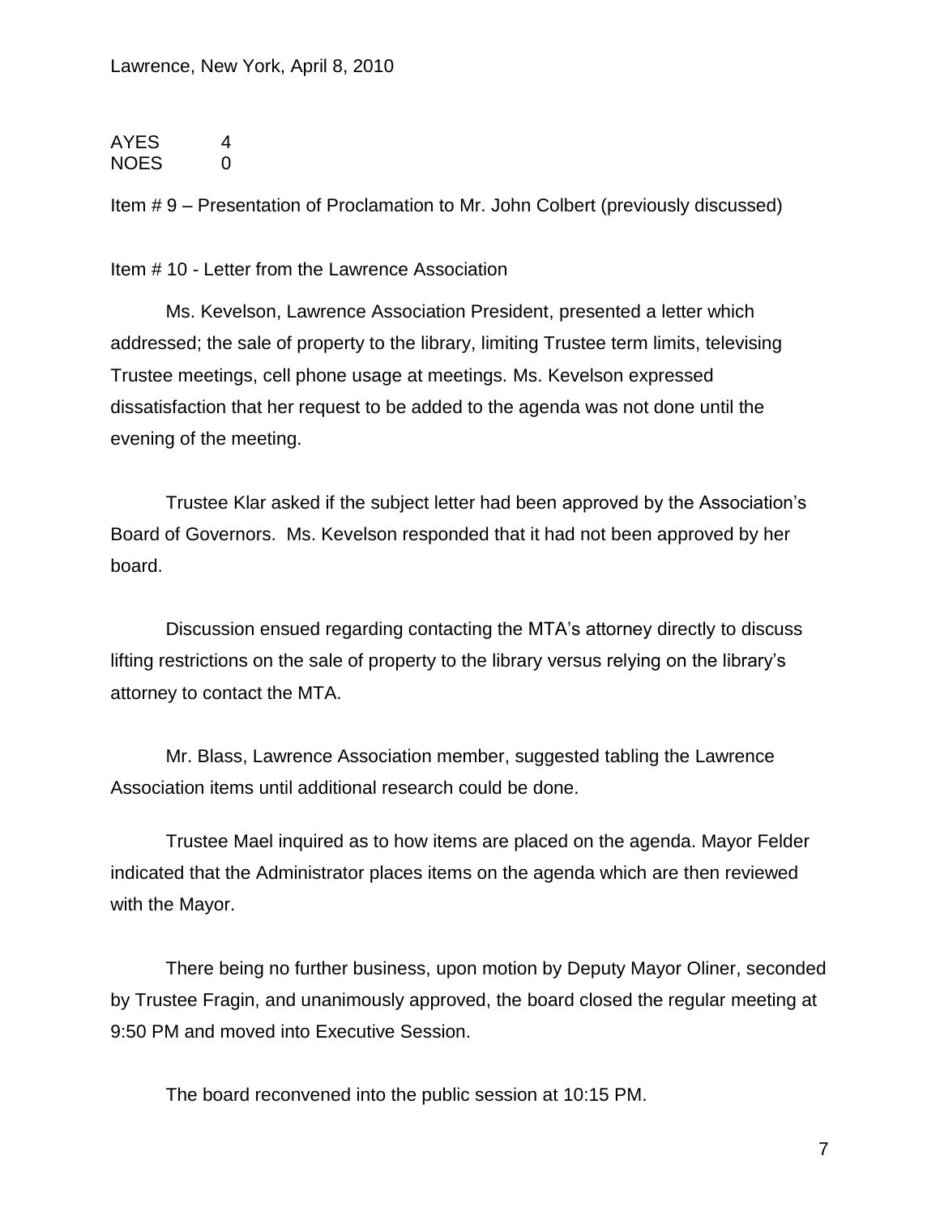Lawrence, New York, April 8, 2010

AYES 4
NOES 0

Item # 9 – Presentation of Proclamation to Mr. John Colbert (previously discussed)

Item # 10 - Letter from the Lawrence Association

Ms. Kevelson, Lawrence Association President, presented a letter which addressed; the sale of property to the library, limiting Trustee term limits, televising Trustee meetings, cell phone usage at meetings. Ms. Kevelson expressed dissatisfaction that her request to be added to the agenda was not done until the evening of the meeting.

Trustee Klar asked if the subject letter had been approved by the Association's Board of Governors. Ms. Kevelson responded that it had not been approved by her board.

Discussion ensued regarding contacting the MTA's attorney directly to discuss lifting restrictions on the sale of property to the library versus relying on the library's attorney to contact the MTA.

Mr. Blass, Lawrence Association member, suggested tabling the Lawrence Association items until additional research could be done.

Trustee Mael inquired as to how items are placed on the agenda. Mayor Felder indicated that the Administrator places items on the agenda which are then reviewed with the Mayor.

There being no further business, upon motion by Deputy Mayor Oliner, seconded by Trustee Fragin, and unanimously approved, the board closed the regular meeting at 9:50 PM and moved into Executive Session.

The board reconvened into the public session at 10:15 PM.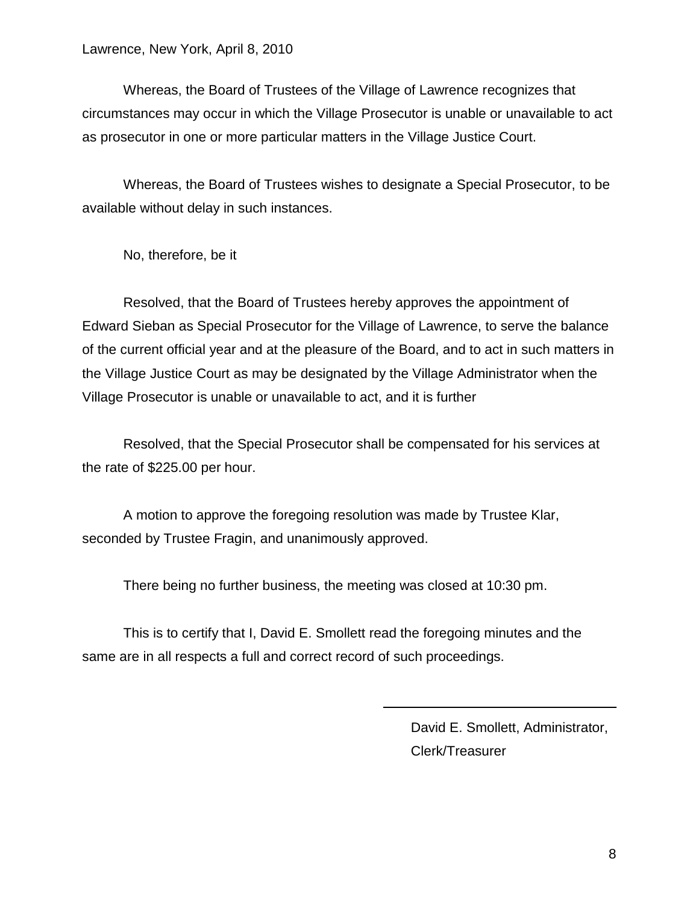Lawrence, New York, April 8, 2010

Whereas, the Board of Trustees of the Village of Lawrence recognizes that circumstances may occur in which the Village Prosecutor is unable or unavailable to act as prosecutor in one or more particular matters in the Village Justice Court.

Whereas, the Board of Trustees wishes to designate a Special Prosecutor, to be available without delay in such instances.

No, therefore, be it

Resolved, that the Board of Trustees hereby approves the appointment of Edward Sieban as Special Prosecutor for the Village of Lawrence, to serve the balance of the current official year and at the pleasure of the Board, and to act in such matters in the Village Justice Court as may be designated by the Village Administrator when the Village Prosecutor is unable or unavailable to act, and it is further

Resolved, that the Special Prosecutor shall be compensated for his services at the rate of $225.00 per hour.

A motion to approve the foregoing resolution was made by Trustee Klar, seconded by Trustee Fragin, and unanimously approved.

There being no further business, the meeting was closed at 10:30 pm.

This is to certify that I, David E. Smollett read the foregoing minutes and the same are in all respects a full and correct record of such proceedings.

David E. Smollett, Administrator,
Clerk/Treasurer